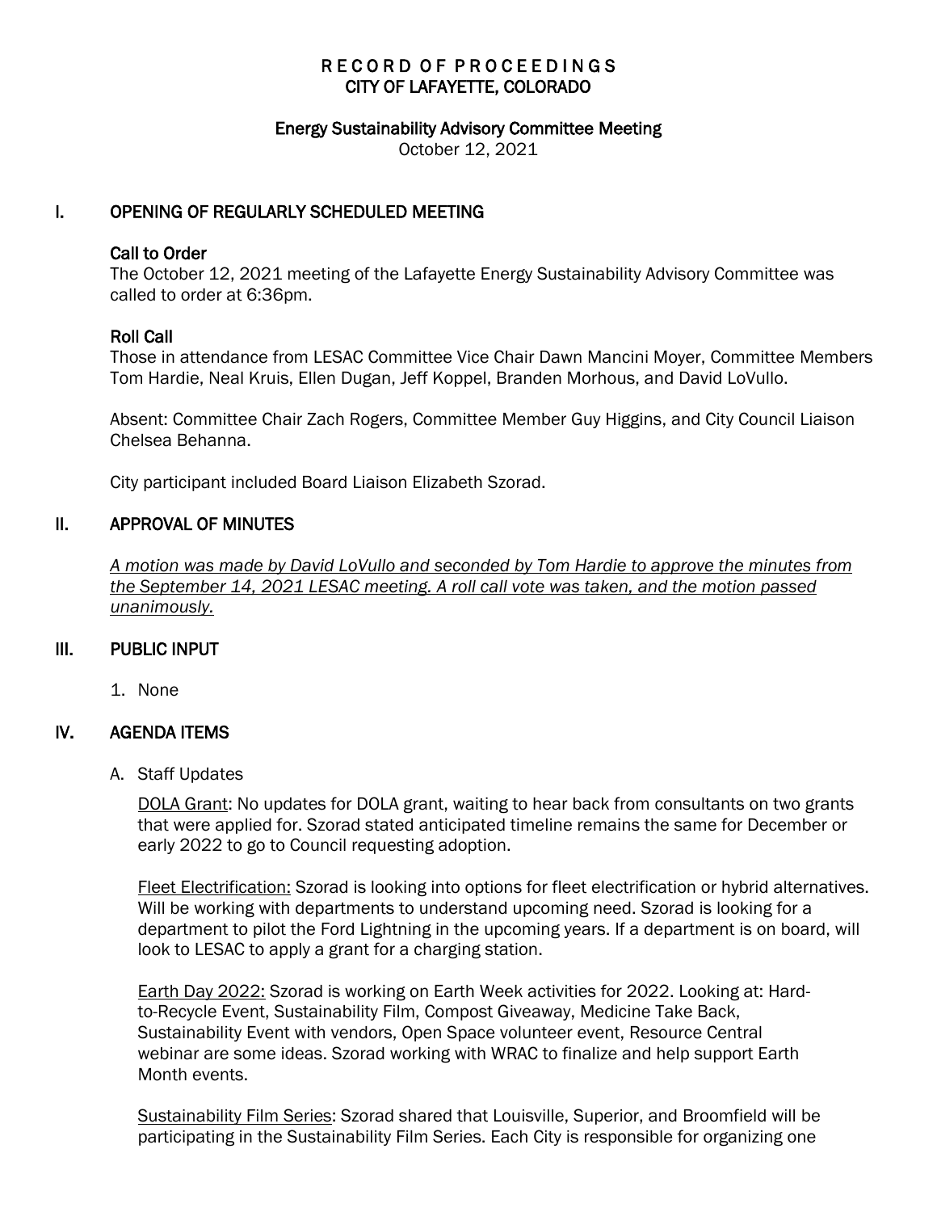# RECORD OF PROCEEDINGS
# CITY OF LAFAYETTE, COLORADO

## Energy Sustainability Advisory Committee Meeting

October 12, 2021

## I. OPENING OF REGULARLY SCHEDULED MEETING

### Call to Order

The October 12, 2021 meeting of the Lafayette Energy Sustainability Advisory Committee was called to order at 6:36pm.

### Roll Call

Those in attendance from LESAC Committee Vice Chair Dawn Mancini Moyer, Committee Members Tom Hardie, Neal Kruis, Ellen Dugan, Jeff Koppel, Branden Morhous, and David LoVullo.

Absent: Committee Chair Zach Rogers, Committee Member Guy Higgins, and City Council Liaison Chelsea Behanna.

City participant included Board Liaison Elizabeth Szorad.

## II. APPROVAL OF MINUTES

*A motion was made by David LoVullo and seconded by Tom Hardie to approve the minutes from the September 14, 2021 LESAC meeting. A roll call vote was taken, and the motion passed unanimously.*

## III. PUBLIC INPUT

1. None

## IV. AGENDA ITEMS

A. Staff Updates

DOLA Grant: No updates for DOLA grant, waiting to hear back from consultants on two grants that were applied for. Szorad stated anticipated timeline remains the same for December or early 2022 to go to Council requesting adoption.

Fleet Electrification: Szorad is looking into options for fleet electrification or hybrid alternatives. Will be working with departments to understand upcoming need. Szorad is looking for a department to pilot the Ford Lightning in the upcoming years. If a department is on board, will look to LESAC to apply a grant for a charging station.

Earth Day 2022: Szorad is working on Earth Week activities for 2022. Looking at: Hard-to-Recycle Event, Sustainability Film, Compost Giveaway, Medicine Take Back, Sustainability Event with vendors, Open Space volunteer event, Resource Central webinar are some ideas. Szorad working with WRAC to finalize and help support Earth Month events.

Sustainability Film Series: Szorad shared that Louisville, Superior, and Broomfield will be participating in the Sustainability Film Series. Each City is responsible for organizing one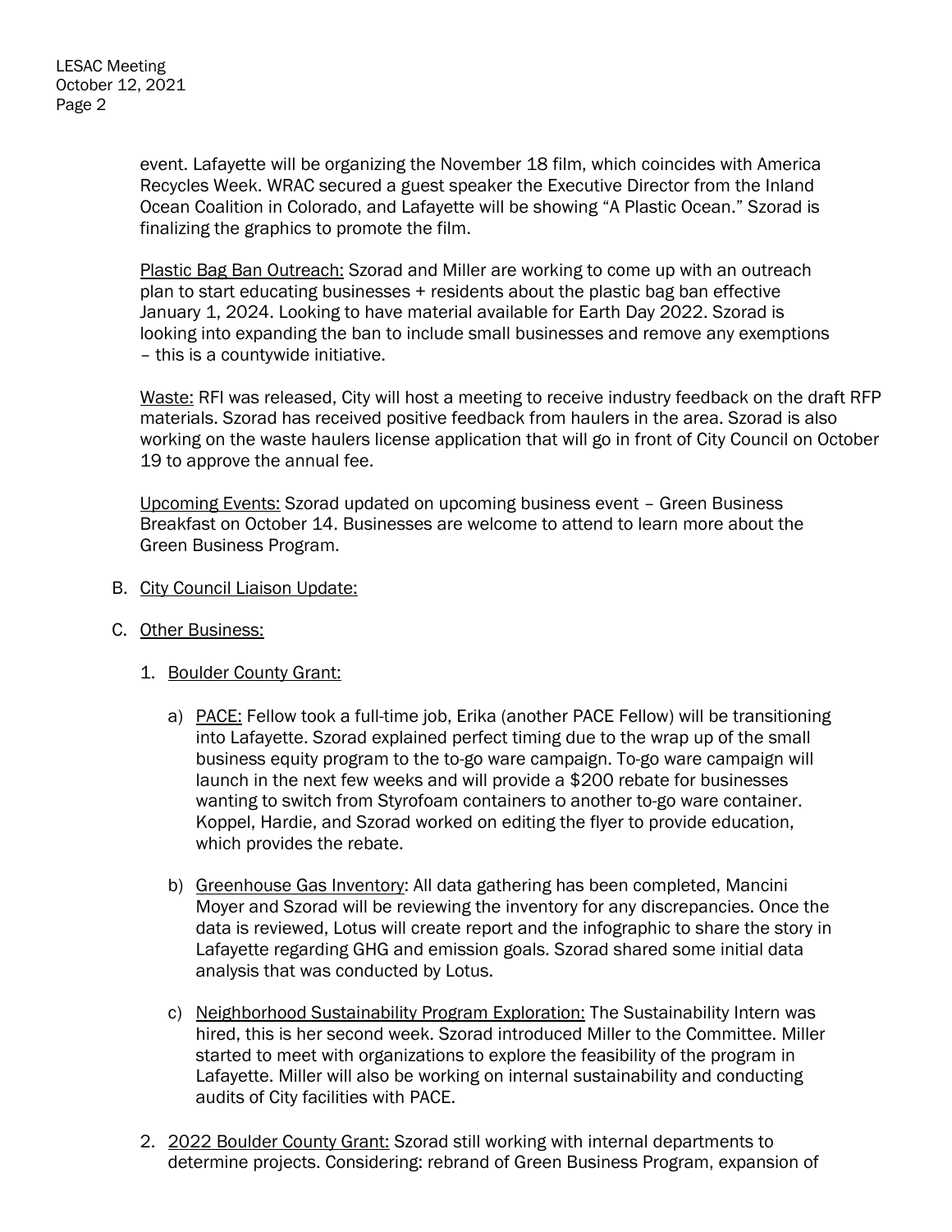event. Lafayette will be organizing the November 18 film, which coincides with America Recycles Week. WRAC secured a guest speaker the Executive Director from the Inland Ocean Coalition in Colorado, and Lafayette will be showing "A Plastic Ocean." Szorad is finalizing the graphics to promote the film.

Plastic Bag Ban Outreach: Szorad and Miller are working to come up with an outreach plan to start educating businesses + residents about the plastic bag ban effective January 1, 2024. Looking to have material available for Earth Day 2022. Szorad is looking into expanding the ban to include small businesses and remove any exemptions – this is a countywide initiative.

Waste: RFI was released, City will host a meeting to receive industry feedback on the draft RFP materials. Szorad has received positive feedback from haulers in the area. Szorad is also working on the waste haulers license application that will go in front of City Council on October 19 to approve the annual fee.

Upcoming Events: Szorad updated on upcoming business event – Green Business Breakfast on October 14. Businesses are welcome to attend to learn more about the Green Business Program.

B. City Council Liaison Update:

C. Other Business:

1. Boulder County Grant:

   a) PACE: Fellow took a full-time job, Erika (another PACE Fellow) will be transitioning into Lafayette. Szorad explained perfect timing due to the wrap up of the small business equity program to the to-go ware campaign. To-go ware campaign will launch in the next few weeks and will provide a $200 rebate for businesses wanting to switch from Styrofoam containers to another to-go ware container. Koppel, Hardie, and Szorad worked on editing the flyer to provide education, which provides the rebate.

   b) Greenhouse Gas Inventory: All data gathering has been completed, Mancini Moyer and Szorad will be reviewing the inventory for any discrepancies. Once the data is reviewed, Lotus will create report and the infographic to share the story in Lafayette regarding GHG and emission goals. Szorad shared some initial data analysis that was conducted by Lotus.

   c) Neighborhood Sustainability Program Exploration: The Sustainability Intern was hired, this is her second week. Szorad introduced Miller to the Committee. Miller started to meet with organizations to explore the feasibility of the program in Lafayette. Miller will also be working on internal sustainability and conducting audits of City facilities with PACE.

2. 2022 Boulder County Grant: Szorad still working with internal departments to determine projects. Considering: rebrand of Green Business Program, expansion of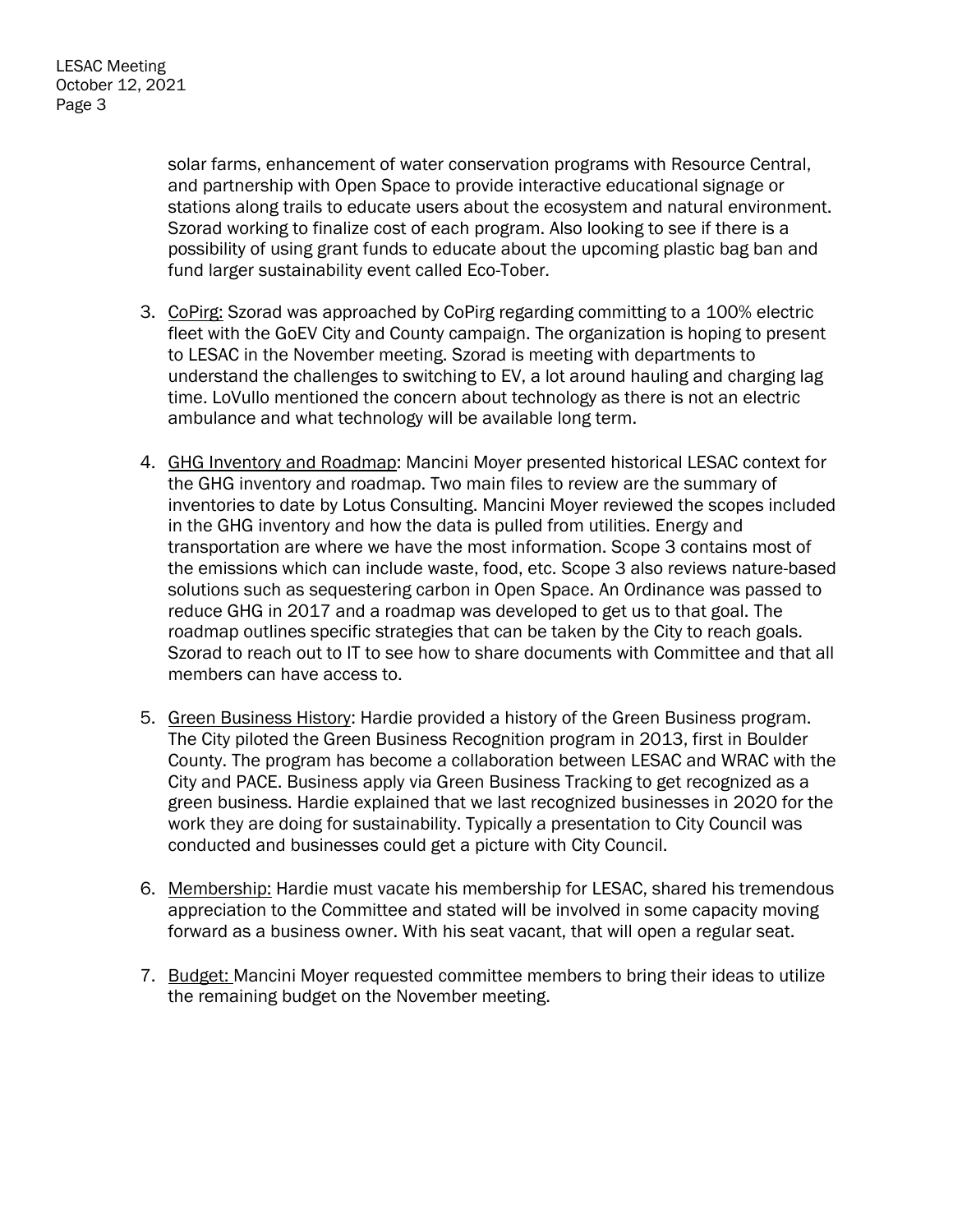solar farms, enhancement of water conservation programs with Resource Central, and partnership with Open Space to provide interactive educational signage or stations along trails to educate users about the ecosystem and natural environment. Szorad working to finalize cost of each program. Also looking to see if there is a possibility of using grant funds to educate about the upcoming plastic bag ban and fund larger sustainability event called Eco-Tober.

3. CoPirg: Szorad was approached by CoPirg regarding committing to a 100% electric fleet with the GoEV City and County campaign. The organization is hoping to present to LESAC in the November meeting. Szorad is meeting with departments to understand the challenges to switching to EV, a lot around hauling and charging lag time. LoVullo mentioned the concern about technology as there is not an electric ambulance and what technology will be available long term.

4. GHG Inventory and Roadmap: Mancini Moyer presented historical LESAC context for the GHG inventory and roadmap. Two main files to review are the summary of inventories to date by Lotus Consulting. Mancini Moyer reviewed the scopes included in the GHG inventory and how the data is pulled from utilities. Energy and transportation are where we have the most information. Scope 3 contains most of the emissions which can include waste, food, etc. Scope 3 also reviews nature-based solutions such as sequestering carbon in Open Space. An Ordinance was passed to reduce GHG in 2017 and a roadmap was developed to get us to that goal. The roadmap outlines specific strategies that can be taken by the City to reach goals. Szorad to reach out to IT to see how to share documents with Committee and that all members can have access to.

5. Green Business History: Hardie provided a history of the Green Business program. The City piloted the Green Business Recognition program in 2013, first in Boulder County. The program has become a collaboration between LESAC and WRAC with the City and PACE. Business apply via Green Business Tracking to get recognized as a green business. Hardie explained that we last recognized businesses in 2020 for the work they are doing for sustainability. Typically a presentation to City Council was conducted and businesses could get a picture with City Council.

6. Membership: Hardie must vacate his membership for LESAC, shared his tremendous appreciation to the Committee and stated will be involved in some capacity moving forward as a business owner. With his seat vacant, that will open a regular seat.

7. Budget: Mancini Moyer requested committee members to bring their ideas to utilize the remaining budget on the November meeting.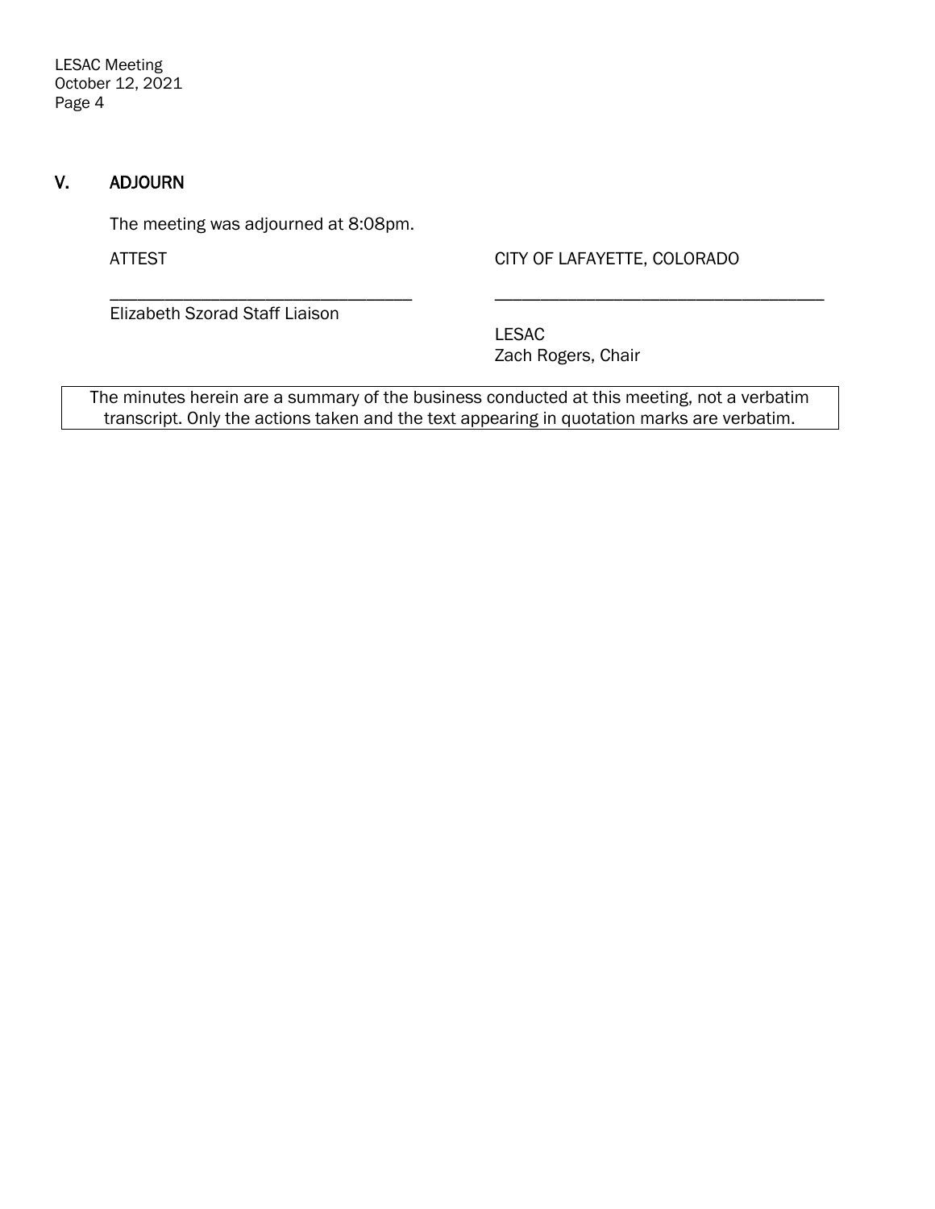## V. ADJOURN

The meeting was adjourned at 8:08pm.

ATTEST

\_\_\_\_\_\_\_\_\_\_\_\_\_\_\_\_\_\_\_\_\_\_\_\_\_\_\_\_\_\_\_\_\_

Elizabeth Szorad Staff Liaison

CITY OF LAFAYETTE, COLORADO

\_\_\_\_\_\_\_\_\_\_\_\_\_\_\_\_\_\_\_\_\_\_\_\_\_\_\_\_\_\_\_\_\_\_\_\_\_

LESAC
Zach Rogers, Chair

The minutes herein are a summary of the business conducted at this meeting, not a verbatim transcript. Only the actions taken and the text appearing in quotation marks are verbatim.